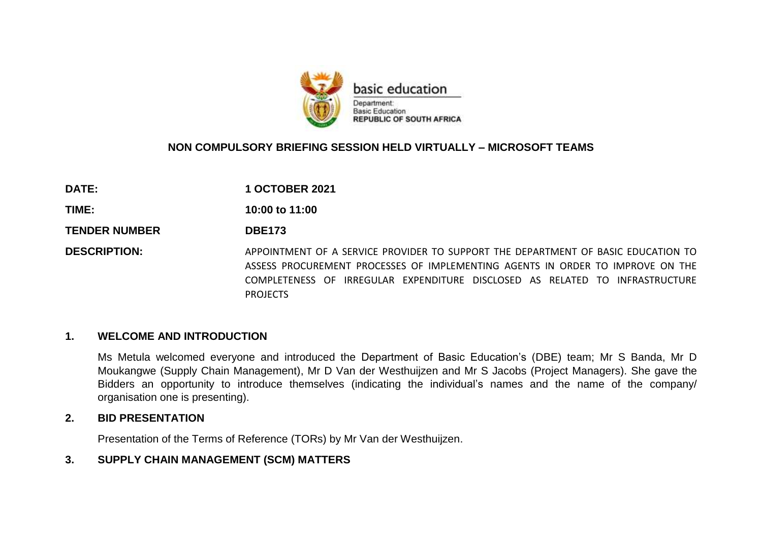basic education

Department:
Basic Education
**REPUBLIC OF SOUTH AFRICA**

## NON COMPULSORY BRIEFING SESSION HELD VIRTUALLY – MICROSOFT TEAMS

| | |
|---|---|
| **DATE:** | **1 OCTOBER 2021** |
| **TIME:** | **10:00 to 11:00** |
| **TENDER NUMBER** | **DBE173** |
| **DESCRIPTION:** | APPOINTMENT OF A SERVICE PROVIDER TO SUPPORT THE DEPARTMENT OF BASIC EDUCATION TO ASSESS PROCUREMENT PROCESSES OF IMPLEMENTING AGENTS IN ORDER TO IMPROVE ON THE COMPLETENESS OF IRREGULAR EXPENDITURE DISCLOSED AS RELATED TO INFRASTRUCTURE PROJECTS |

### 1. WELCOME AND INTRODUCTION

Ms Metula welcomed everyone and introduced the Department of Basic Education's (DBE) team; Mr S Banda, Mr D Moukangwe (Supply Chain Management), Mr D Van der Westhuijzen and Mr S Jacobs (Project Managers). She gave the Bidders an opportunity to introduce themselves (indicating the individual's names and the name of the company/ organisation one is presenting).

### 2. BID PRESENTATION

Presentation of the Terms of Reference (TORs) by Mr Van der Westhuijzen.

### 3. SUPPLY CHAIN MANAGEMENT (SCM) MATTERS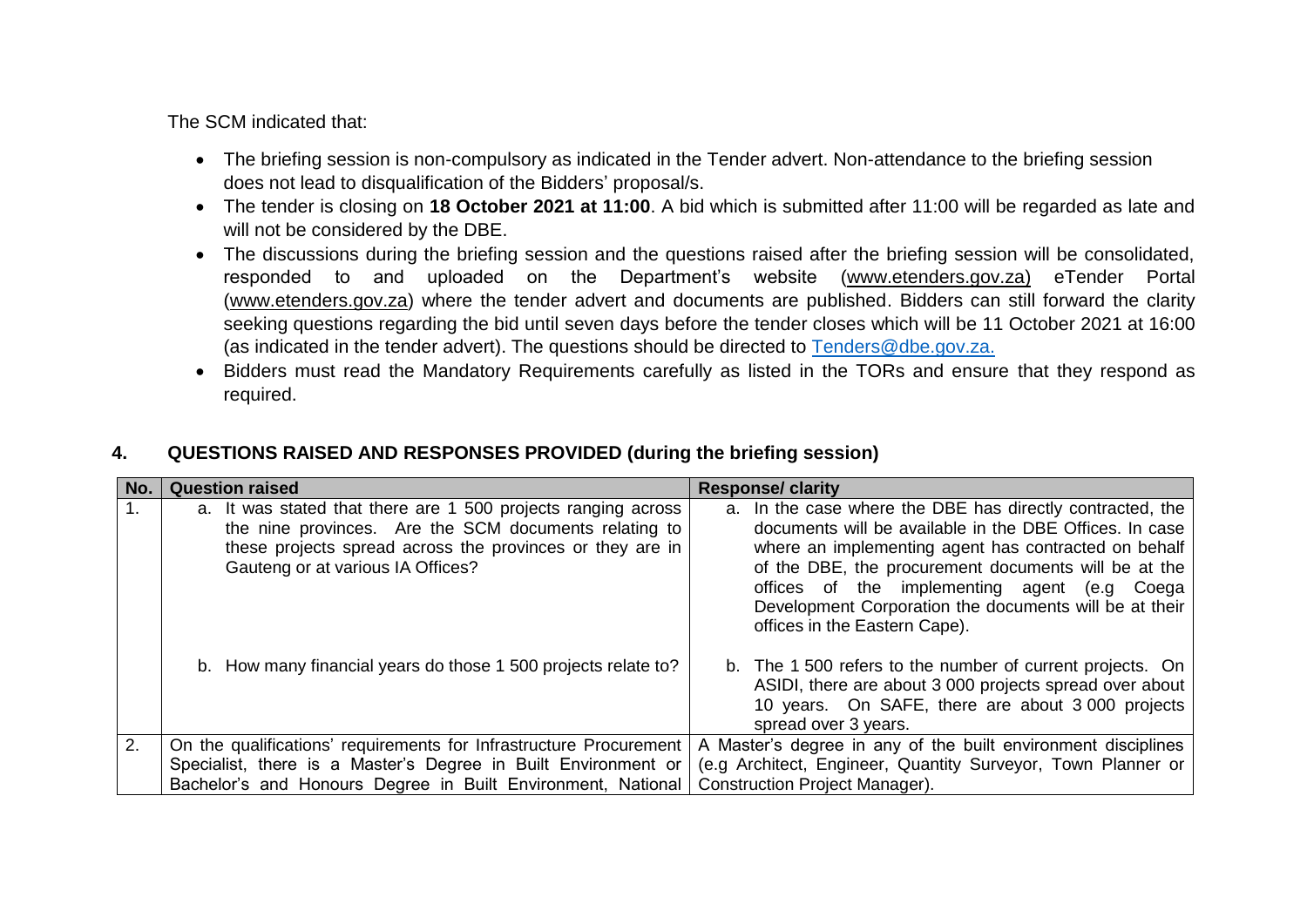The SCM indicated that:

- The briefing session is non-compulsory as indicated in the Tender advert. Non-attendance to the briefing session does not lead to disqualification of the Bidders' proposal/s.
- The tender is closing on **18 October 2021 at 11:00**. A bid which is submitted after 11:00 will be regarded as late and will not be considered by the DBE.
- The discussions during the briefing session and the questions raised after the briefing session will be consolidated, responded to and uploaded on the Department's website (www.etenders.gov.za) eTender Portal (www.etenders.gov.za) where the tender advert and documents are published. Bidders can still forward the clarity seeking questions regarding the bid until seven days before the tender closes which will be 11 October 2021 at 16:00 (as indicated in the tender advert). The questions should be directed to Tenders@dbe.gov.za.
- Bidders must read the Mandatory Requirements carefully as listed in the TORs and ensure that they respond as required.

## 4. QUESTIONS RAISED AND RESPONSES PROVIDED (during the briefing session)

| No. | Question raised | Response/ clarity |
|---|---|---|
| 1. | a. It was stated that there are 1 500 projects ranging across the nine provinces. Are the SCM documents relating to these projects spread across the provinces or they are in Gauteng or at various IA Offices? | a. In the case where the DBE has directly contracted, the documents will be available in the DBE Offices. In case where an implementing agent has contracted on behalf of the DBE, the procurement documents will be at the offices of the implementing agent (e.g Coega Development Corporation the documents will be at their offices in the Eastern Cape). |
| | b. How many financial years do those 1 500 projects relate to? | b. The 1 500 refers to the number of current projects. On ASIDI, there are about 3 000 projects spread over about 10 years. On SAFE, there are about 3 000 projects spread over 3 years. |
| 2. | On the qualifications' requirements for Infrastructure Procurement Specialist, there is a Master's Degree in Built Environment or Bachelor's and Honours Degree in Built Environment, National | A Master's degree in any of the built environment disciplines (e.g Architect, Engineer, Quantity Surveyor, Town Planner or Construction Project Manager). |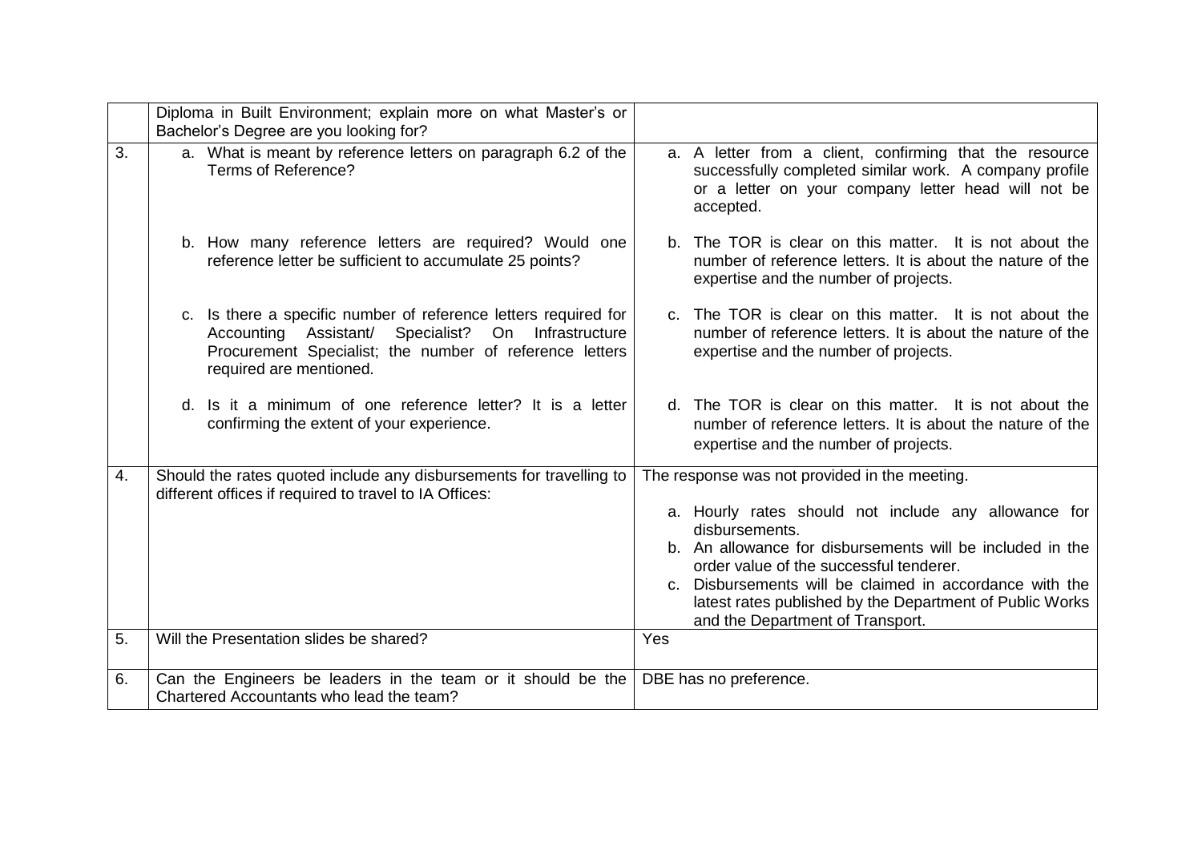| | | |
|---|---|---|
| | Diploma in Built Environment; explain more on what Master's or Bachelor's Degree are you looking for? | |
| 3. | a. What is meant by reference letters on paragraph 6.2 of the Terms of Reference?<br><br>b. How many reference letters are required? Would one reference letter be sufficient to accumulate 25 points?<br><br>c. Is there a specific number of reference letters required for Accounting Assistant/ Specialist? On Infrastructure Procurement Specialist; the number of reference letters required are mentioned.<br><br>d. Is it a minimum of one reference letter? It is a letter confirming the extent of your experience. | a. A letter from a client, confirming that the resource successfully completed similar work. A company profile or a letter on your company letter head will not be accepted.<br><br>b. The TOR is clear on this matter. It is not about the number of reference letters. It is about the nature of the expertise and the number of projects.<br><br>c. The TOR is clear on this matter. It is not about the number of reference letters. It is about the nature of the expertise and the number of projects.<br><br>d. The TOR is clear on this matter. It is not about the number of reference letters. It is about the nature of the expertise and the number of projects. |
| 4. | Should the rates quoted include any disbursements for travelling to different offices if required to travel to IA Offices: | The response was not provided in the meeting.<br><br>a. Hourly rates should not include any allowance for disbursements.<br>b. An allowance for disbursements will be included in the order value of the successful tenderer.<br>c. Disbursements will be claimed in accordance with the latest rates published by the Department of Public Works and the Department of Transport. |
| 5. | Will the Presentation slides be shared? | Yes |
| 6. | Can the Engineers be leaders in the team or it should be the Chartered Accountants who lead the team? | DBE has no preference. |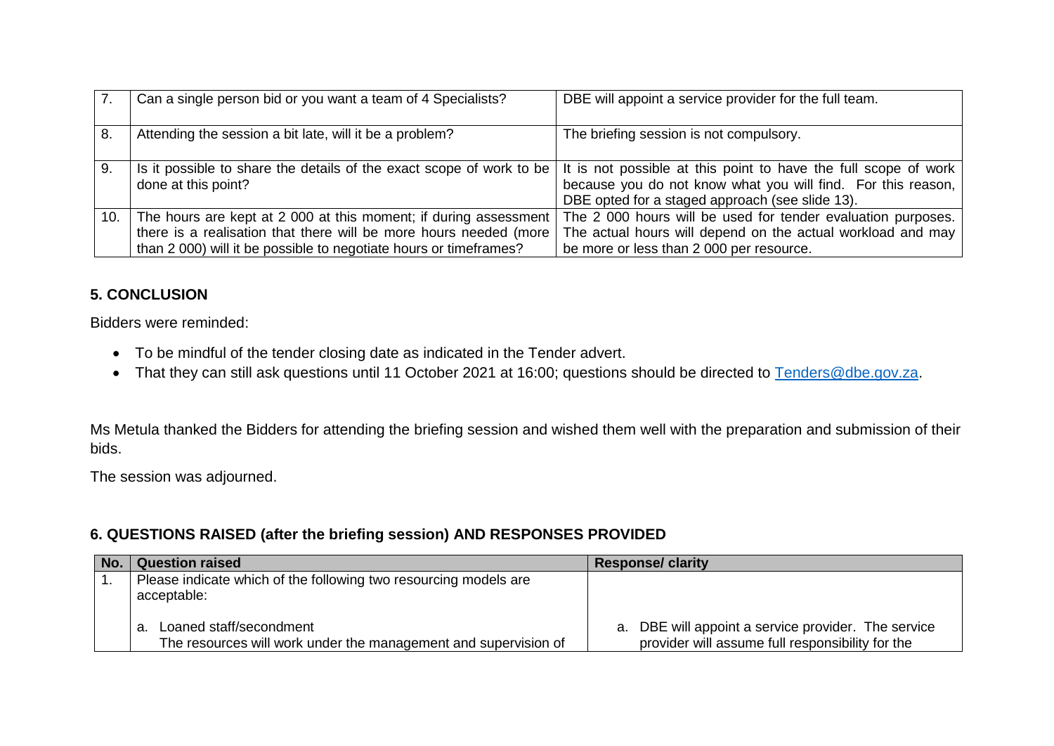| | | |
|---|---|---|
| 7. | Can a single person bid or you want a team of 4 Specialists? | DBE will appoint a service provider for the full team. |
| 8. | Attending the session a bit late, will it be a problem? | The briefing session is not compulsory. |
| 9. | Is it possible to share the details of the exact scope of work to be done at this point? | It is not possible at this point to have the full scope of work because you do not know what you will find. For this reason, DBE opted for a staged approach (see slide 13). |
| 10. | The hours are kept at 2 000 at this moment; if during assessment there is a realisation that there will be more hours needed (more than 2 000) will it be possible to negotiate hours or timeframes? | The 2 000 hours will be used for tender evaluation purposes. The actual hours will depend on the actual workload and may be more or less than 2 000 per resource. |

## 5. CONCLUSION

Bidders were reminded:

- To be mindful of the tender closing date as indicated in the Tender advert.
- That they can still ask questions until 11 October 2021 at 16:00; questions should be directed to Tenders@dbe.gov.za.

Ms Metula thanked the Bidders for attending the briefing session and wished them well with the preparation and submission of their bids.

The session was adjourned.

## 6. QUESTIONS RAISED (after the briefing session) AND RESPONSES PROVIDED

| No. | Question raised | Response/ clarity |
|---|---|---|
| 1. | Please indicate which of the following two resourcing models are acceptable: | |
| | a. Loaned staff/secondment<br>The resources will work under the management and supervision of | a. DBE will appoint a service provider. The service provider will assume full responsibility for the |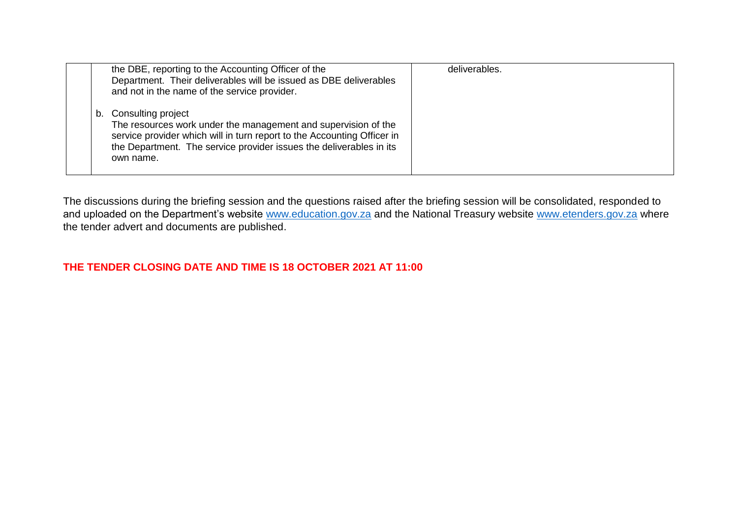| | | |
|---|---|---|
| | the DBE, reporting to the Accounting Officer of the Department. Their deliverables will be issued as DBE deliverables and not in the name of the service provider.<br><br>b. Consulting project<br>The resources work under the management and supervision of the service provider which will in turn report to the Accounting Officer in the Department. The service provider issues the deliverables in its own name. | deliverables. |

The discussions during the briefing session and the questions raised after the briefing session will be consolidated, responded to and uploaded on the Department's website www.education.gov.za and the National Treasury website www.etenders.gov.za where the tender advert and documents are published.

**THE TENDER CLOSING DATE AND TIME IS 18 OCTOBER 2021 AT 11:00**